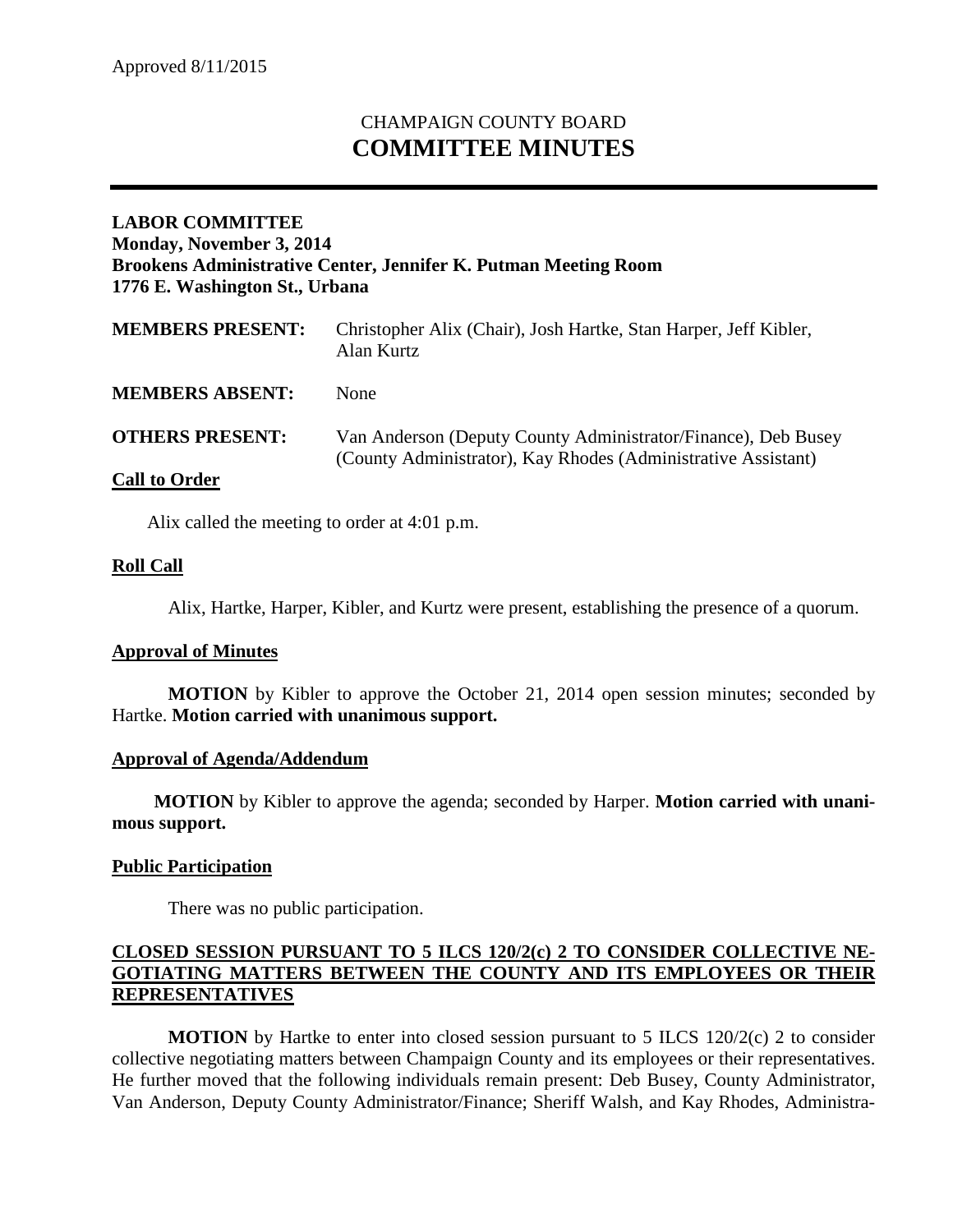Approved 8/11/2015

# CHAMPAIGN COUNTY BOARD
# COMMITTEE MINUTES

**LABOR COMMITTEE**
**Monday, November 3, 2014**
**Brookens Administrative Center, Jennifer K. Putman Meeting Room**
**1776 E. Washington St., Urbana**

| | |
|---|---|
| **MEMBERS PRESENT:** | Christopher Alix (Chair), Josh Hartke, Stan Harper, Jeff Kibler, Alan Kurtz |
| **MEMBERS ABSENT:** | None |
| **OTHERS PRESENT:** | Van Anderson (Deputy County Administrator/Finance), Deb Busey (County Administrator), Kay Rhodes (Administrative Assistant) |

**Call to Order**

Alix called the meeting to order at 4:01 p.m.

**Roll Call**

Alix, Hartke, Harper, Kibler, and Kurtz were present, establishing the presence of a quorum.

**Approval of Minutes**

**MOTION** by Kibler to approve the October 21, 2014 open session minutes; seconded by Hartke. **Motion carried with unanimous support.**

**Approval of Agenda/Addendum**

**MOTION** by Kibler to approve the agenda; seconded by Harper. **Motion carried with unanimous support.**

**Public Participation**

There was no public participation.

**CLOSED SESSION PURSUANT TO 5 ILCS 120/2(c) 2 TO CONSIDER COLLECTIVE NEGOTIATING MATTERS BETWEEN THE COUNTY AND ITS EMPLOYEES OR THEIR REPRESENTATIVES**

**MOTION** by Hartke to enter into closed session pursuant to 5 ILCS 120/2(c) 2 to consider collective negotiating matters between Champaign County and its employees or their representatives. He further moved that the following individuals remain present: Deb Busey, County Administrator, Van Anderson, Deputy County Administrator/Finance; Sheriff Walsh, and Kay Rhodes, Administra-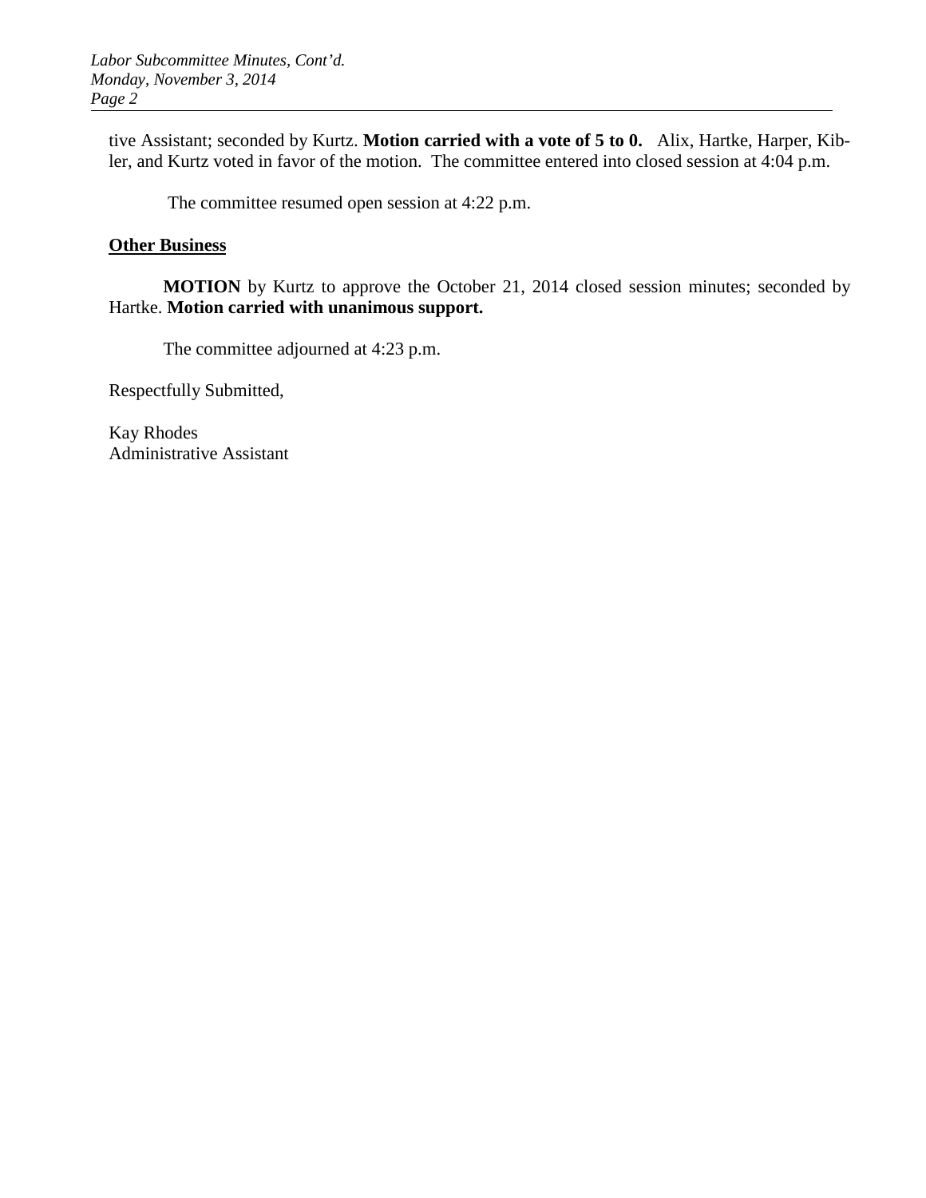tive Assistant; seconded by Kurtz. **Motion carried with a vote of 5 to 0.** Alix, Hartke, Harper, Kibler, and Kurtz voted in favor of the motion. The committee entered into closed session at 4:04 p.m.

The committee resumed open session at 4:22 p.m.

**Other Business**

**MOTION** by Kurtz to approve the October 21, 2014 closed session minutes; seconded by Hartke. **Motion carried with unanimous support.**

The committee adjourned at 4:23 p.m.

Respectfully Submitted,

Kay Rhodes
Administrative Assistant